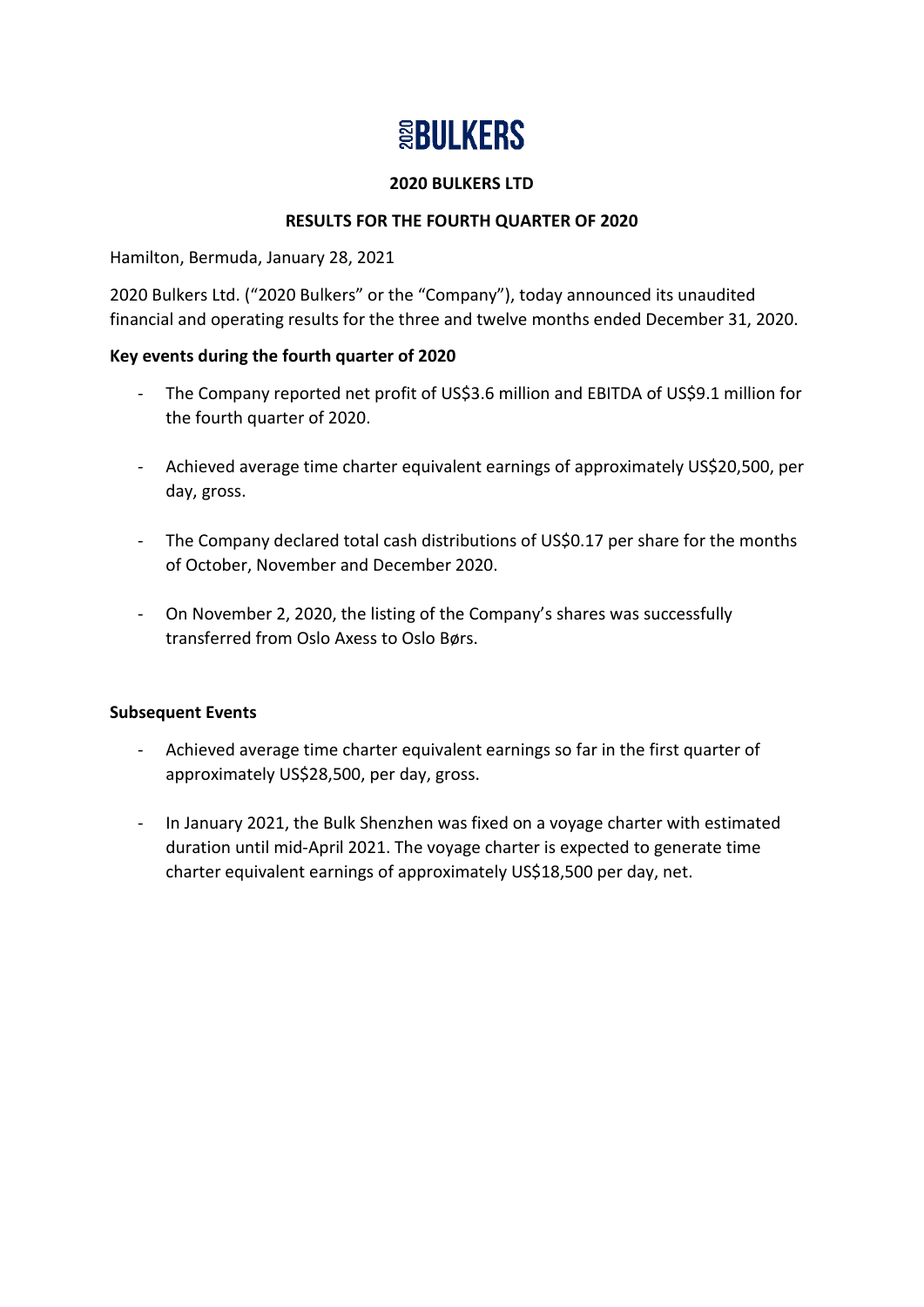# 2020 BULKERS

**2020 BULKERS LTD**

**RESULTS FOR THE FOURTH QUARTER OF 2020**

Hamilton, Bermuda, January 28, 2021

2020 Bulkers Ltd. ("2020 Bulkers" or the "Company"), today announced its unaudited financial and operating results for the three and twelve months ended December 31, 2020.

**Key events during the fourth quarter of 2020**

- The Company reported net profit of US$3.6 million and EBITDA of US$9.1 million for the fourth quarter of 2020.
- Achieved average time charter equivalent earnings of approximately US$20,500, per day, gross.
- The Company declared total cash distributions of US$0.17 per share for the months of October, November and December 2020.
- On November 2, 2020, the listing of the Company's shares was successfully transferred from Oslo Axess to Oslo Børs.

**Subsequent Events**

- Achieved average time charter equivalent earnings so far in the first quarter of approximately US$28,500, per day, gross.
- In January 2021, the Bulk Shenzhen was fixed on a voyage charter with estimated duration until mid-April 2021. The voyage charter is expected to generate time charter equivalent earnings of approximately US$18,500 per day, net.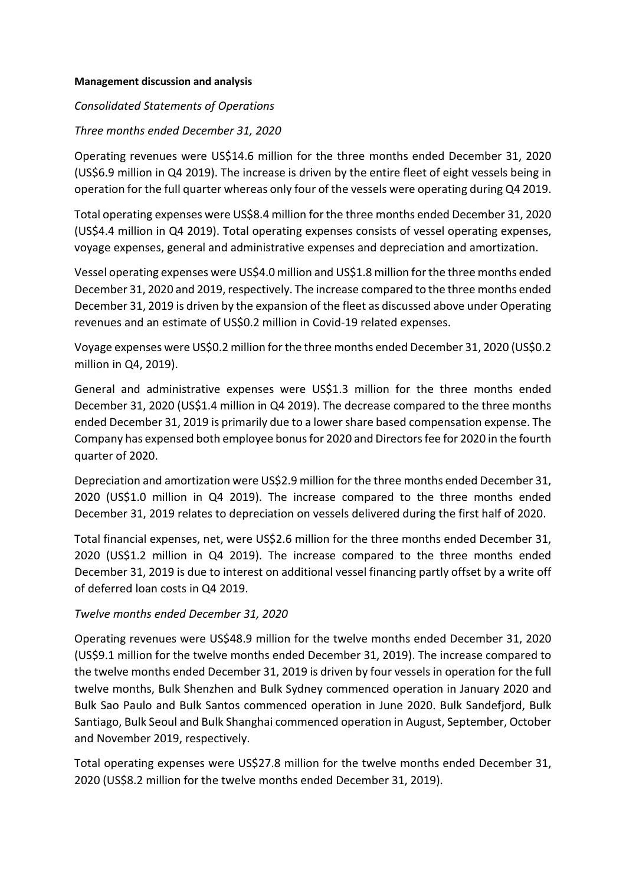**Management discussion and analysis**

*Consolidated Statements of Operations*

*Three months ended December 31, 2020*

Operating revenues were US$14.6 million for the three months ended December 31, 2020 (US$6.9 million in Q4 2019). The increase is driven by the entire fleet of eight vessels being in operation for the full quarter whereas only four of the vessels were operating during Q4 2019.

Total operating expenses were US$8.4 million for the three months ended December 31, 2020 (US$4.4 million in Q4 2019). Total operating expenses consists of vessel operating expenses, voyage expenses, general and administrative expenses and depreciation and amortization.

Vessel operating expenses were US$4.0 million and US$1.8 million for the three months ended December 31, 2020 and 2019, respectively. The increase compared to the three months ended December 31, 2019 is driven by the expansion of the fleet as discussed above under Operating revenues and an estimate of US$0.2 million in Covid-19 related expenses.

Voyage expenses were US$0.2 million for the three months ended December 31, 2020 (US$0.2 million in Q4, 2019).

General and administrative expenses were US$1.3 million for the three months ended December 31, 2020 (US$1.4 million in Q4 2019). The decrease compared to the three months ended December 31, 2019 is primarily due to a lower share based compensation expense. The Company has expensed both employee bonus for 2020 and Directors fee for 2020 in the fourth quarter of 2020.

Depreciation and amortization were US$2.9 million for the three months ended December 31, 2020 (US$1.0 million in Q4 2019). The increase compared to the three months ended December 31, 2019 relates to depreciation on vessels delivered during the first half of 2020.

Total financial expenses, net, were US$2.6 million for the three months ended December 31, 2020 (US$1.2 million in Q4 2019). The increase compared to the three months ended December 31, 2019 is due to interest on additional vessel financing partly offset by a write off of deferred loan costs in Q4 2019.

*Twelve months ended December 31, 2020*

Operating revenues were US$48.9 million for the twelve months ended December 31, 2020 (US$9.1 million for the twelve months ended December 31, 2019). The increase compared to the twelve months ended December 31, 2019 is driven by four vessels in operation for the full twelve months, Bulk Shenzhen and Bulk Sydney commenced operation in January 2020 and Bulk Sao Paulo and Bulk Santos commenced operation in June 2020. Bulk Sandefjord, Bulk Santiago, Bulk Seoul and Bulk Shanghai commenced operation in August, September, October and November 2019, respectively.

Total operating expenses were US$27.8 million for the twelve months ended December 31, 2020 (US$8.2 million for the twelve months ended December 31, 2019).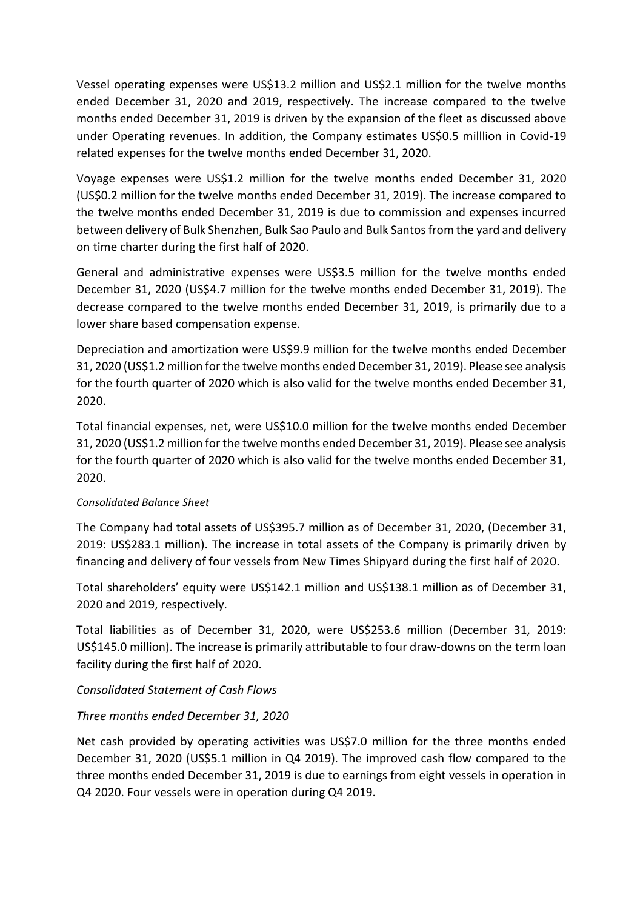Vessel operating expenses were US$13.2 million and US$2.1 million for the twelve months ended December 31, 2020 and 2019, respectively. The increase compared to the twelve months ended December 31, 2019 is driven by the expansion of the fleet as discussed above under Operating revenues. In addition, the Company estimates US$0.5 milllion in Covid-19 related expenses for the twelve months ended December 31, 2020.

Voyage expenses were US$1.2 million for the twelve months ended December 31, 2020 (US$0.2 million for the twelve months ended December 31, 2019). The increase compared to the twelve months ended December 31, 2019 is due to commission and expenses incurred between delivery of Bulk Shenzhen, Bulk Sao Paulo and Bulk Santos from the yard and delivery on time charter during the first half of 2020.

General and administrative expenses were US$3.5 million for the twelve months ended December 31, 2020 (US$4.7 million for the twelve months ended December 31, 2019). The decrease compared to the twelve months ended December 31, 2019, is primarily due to a lower share based compensation expense.

Depreciation and amortization were US$9.9 million for the twelve months ended December 31, 2020 (US$1.2 million for the twelve months ended December 31, 2019). Please see analysis for the fourth quarter of 2020 which is also valid for the twelve months ended December 31, 2020.

Total financial expenses, net, were US$10.0 million for the twelve months ended December 31, 2020 (US$1.2 million for the twelve months ended December 31, 2019). Please see analysis for the fourth quarter of 2020 which is also valid for the twelve months ended December 31, 2020.

*Consolidated Balance Sheet*

The Company had total assets of US$395.7 million as of December 31, 2020, (December 31, 2019: US$283.1 million). The increase in total assets of the Company is primarily driven by financing and delivery of four vessels from New Times Shipyard during the first half of 2020.

Total shareholders' equity were US$142.1 million and US$138.1 million as of December 31, 2020 and 2019, respectively.

Total liabilities as of December 31, 2020, were US$253.6 million (December 31, 2019: US$145.0 million). The increase is primarily attributable to four draw-downs on the term loan facility during the first half of 2020.

*Consolidated Statement of Cash Flows*

*Three months ended December 31, 2020*

Net cash provided by operating activities was US$7.0 million for the three months ended December 31, 2020 (US$5.1 million in Q4 2019). The improved cash flow compared to the three months ended December 31, 2019 is due to earnings from eight vessels in operation in Q4 2020. Four vessels were in operation during Q4 2019.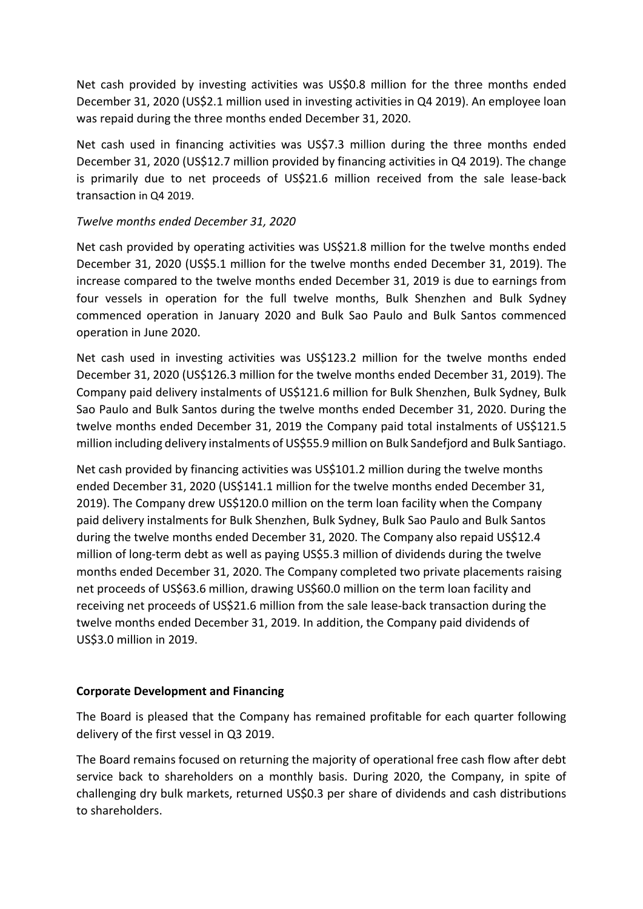Net cash provided by investing activities was US$0.8 million for the three months ended December 31, 2020 (US$2.1 million used in investing activities in Q4 2019). An employee loan was repaid during the three months ended December 31, 2020.

Net cash used in financing activities was US$7.3 million during the three months ended December 31, 2020 (US$12.7 million provided by financing activities in Q4 2019). The change is primarily due to net proceeds of US$21.6 million received from the sale lease-back transaction in Q4 2019.

*Twelve months ended December 31, 2020*

Net cash provided by operating activities was US$21.8 million for the twelve months ended December 31, 2020 (US$5.1 million for the twelve months ended December 31, 2019). The increase compared to the twelve months ended December 31, 2019 is due to earnings from four vessels in operation for the full twelve months, Bulk Shenzhen and Bulk Sydney commenced operation in January 2020 and Bulk Sao Paulo and Bulk Santos commenced operation in June 2020.

Net cash used in investing activities was US$123.2 million for the twelve months ended December 31, 2020 (US$126.3 million for the twelve months ended December 31, 2019). The Company paid delivery instalments of US$121.6 million for Bulk Shenzhen, Bulk Sydney, Bulk Sao Paulo and Bulk Santos during the twelve months ended December 31, 2020. During the twelve months ended December 31, 2019 the Company paid total instalments of US$121.5 million including delivery instalments of US$55.9 million on Bulk Sandefjord and Bulk Santiago.

Net cash provided by financing activities was US$101.2 million during the twelve months ended December 31, 2020 (US$141.1 million for the twelve months ended December 31, 2019). The Company drew US$120.0 million on the term loan facility when the Company paid delivery instalments for Bulk Shenzhen, Bulk Sydney, Bulk Sao Paulo and Bulk Santos during the twelve months ended December 31, 2020. The Company also repaid US$12.4 million of long-term debt as well as paying US$5.3 million of dividends during the twelve months ended December 31, 2020. The Company completed two private placements raising net proceeds of US$63.6 million, drawing US$60.0 million on the term loan facility and receiving net proceeds of US$21.6 million from the sale lease-back transaction during the twelve months ended December 31, 2019. In addition, the Company paid dividends of US$3.0 million in 2019.

**Corporate Development and Financing**

The Board is pleased that the Company has remained profitable for each quarter following delivery of the first vessel in Q3 2019.

The Board remains focused on returning the majority of operational free cash flow after debt service back to shareholders on a monthly basis. During 2020, the Company, in spite of challenging dry bulk markets, returned US$0.3 per share of dividends and cash distributions to shareholders.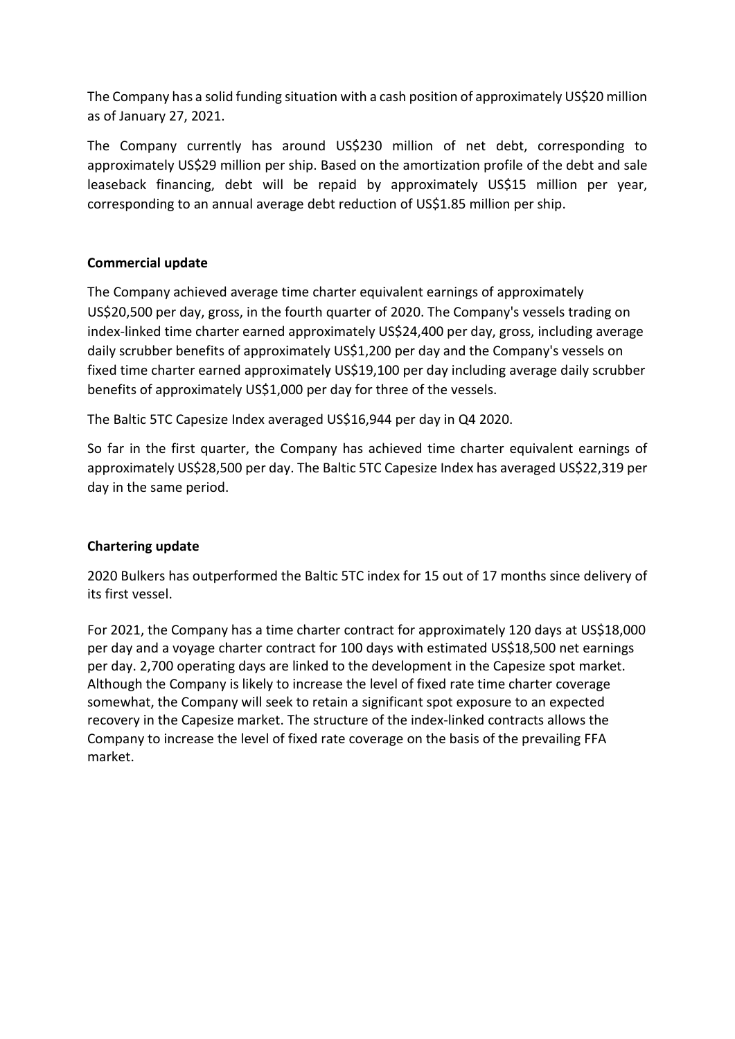The Company has a solid funding situation with a cash position of approximately US$20 million as of January 27, 2021.

The Company currently has around US$230 million of net debt, corresponding to approximately US$29 million per ship. Based on the amortization profile of the debt and sale leaseback financing, debt will be repaid by approximately US$15 million per year, corresponding to an annual average debt reduction of US$1.85 million per ship.

**Commercial update**

The Company achieved average time charter equivalent earnings of approximately US$20,500 per day, gross, in the fourth quarter of 2020. The Company's vessels trading on index-linked time charter earned approximately US$24,400 per day, gross, including average daily scrubber benefits of approximately US$1,200 per day and the Company's vessels on fixed time charter earned approximately US$19,100 per day including average daily scrubber benefits of approximately US$1,000 per day for three of the vessels.

The Baltic 5TC Capesize Index averaged US$16,944 per day in Q4 2020.

So far in the first quarter, the Company has achieved time charter equivalent earnings of approximately US$28,500 per day. The Baltic 5TC Capesize Index has averaged US$22,319 per day in the same period.

**Chartering update**

2020 Bulkers has outperformed the Baltic 5TC index for 15 out of 17 months since delivery of its first vessel.

For 2021, the Company has a time charter contract for approximately 120 days at US$18,000 per day and a voyage charter contract for 100 days with estimated US$18,500 net earnings per day. 2,700 operating days are linked to the development in the Capesize spot market. Although the Company is likely to increase the level of fixed rate time charter coverage somewhat, the Company will seek to retain a significant spot exposure to an expected recovery in the Capesize market. The structure of the index-linked contracts allows the Company to increase the level of fixed rate coverage on the basis of the prevailing FFA market.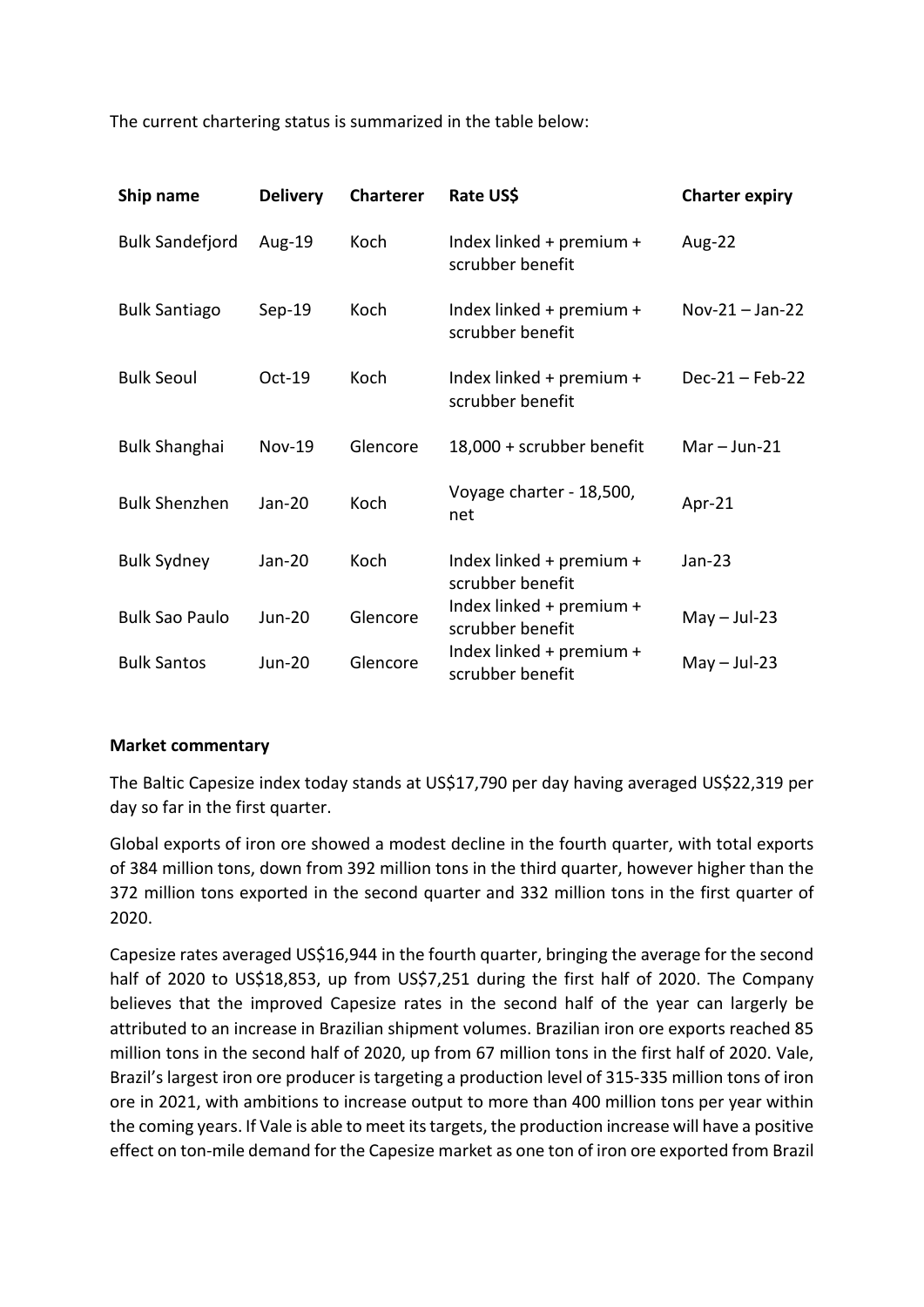The current chartering status is summarized in the table below:

| Ship name | Delivery | Charterer | Rate US$ | Charter expiry |
|---|---|---|---|---|
| Bulk Sandefjord | Aug-19 | Koch | Index linked + premium + scrubber benefit | Aug-22 |
| Bulk Santiago | Sep-19 | Koch | Index linked + premium + scrubber benefit | Nov-21 – Jan-22 |
| Bulk Seoul | Oct-19 | Koch | Index linked + premium + scrubber benefit | Dec-21 – Feb-22 |
| Bulk Shanghai | Nov-19 | Glencore | 18,000 + scrubber benefit | Mar – Jun-21 |
| Bulk Shenzhen | Jan-20 | Koch | Voyage charter - 18,500, net | Apr-21 |
| Bulk Sydney | Jan-20 | Koch | Index linked + premium + scrubber benefit | Jan-23 |
| Bulk Sao Paulo | Jun-20 | Glencore | Index linked + premium + scrubber benefit | May – Jul-23 |
| Bulk Santos | Jun-20 | Glencore | Index linked + premium + scrubber benefit | May – Jul-23 |

**Market commentary**

The Baltic Capesize index today stands at US$17,790 per day having averaged US$22,319 per day so far in the first quarter.

Global exports of iron ore showed a modest decline in the fourth quarter, with total exports of 384 million tons, down from 392 million tons in the third quarter, however higher than the 372 million tons exported in the second quarter and 332 million tons in the first quarter of 2020.

Capesize rates averaged US$16,944 in the fourth quarter, bringing the average for the second half of 2020 to US$18,853, up from US$7,251 during the first half of 2020. The Company believes that the improved Capesize rates in the second half of the year can largerly be attributed to an increase in Brazilian shipment volumes. Brazilian iron ore exports reached 85 million tons in the second half of 2020, up from 67 million tons in the first half of 2020. Vale, Brazil's largest iron ore producer is targeting a production level of 315-335 million tons of iron ore in 2021, with ambitions to increase output to more than 400 million tons per year within the coming years. If Vale is able to meet its targets, the production increase will have a positive effect on ton-mile demand for the Capesize market as one ton of iron ore exported from Brazil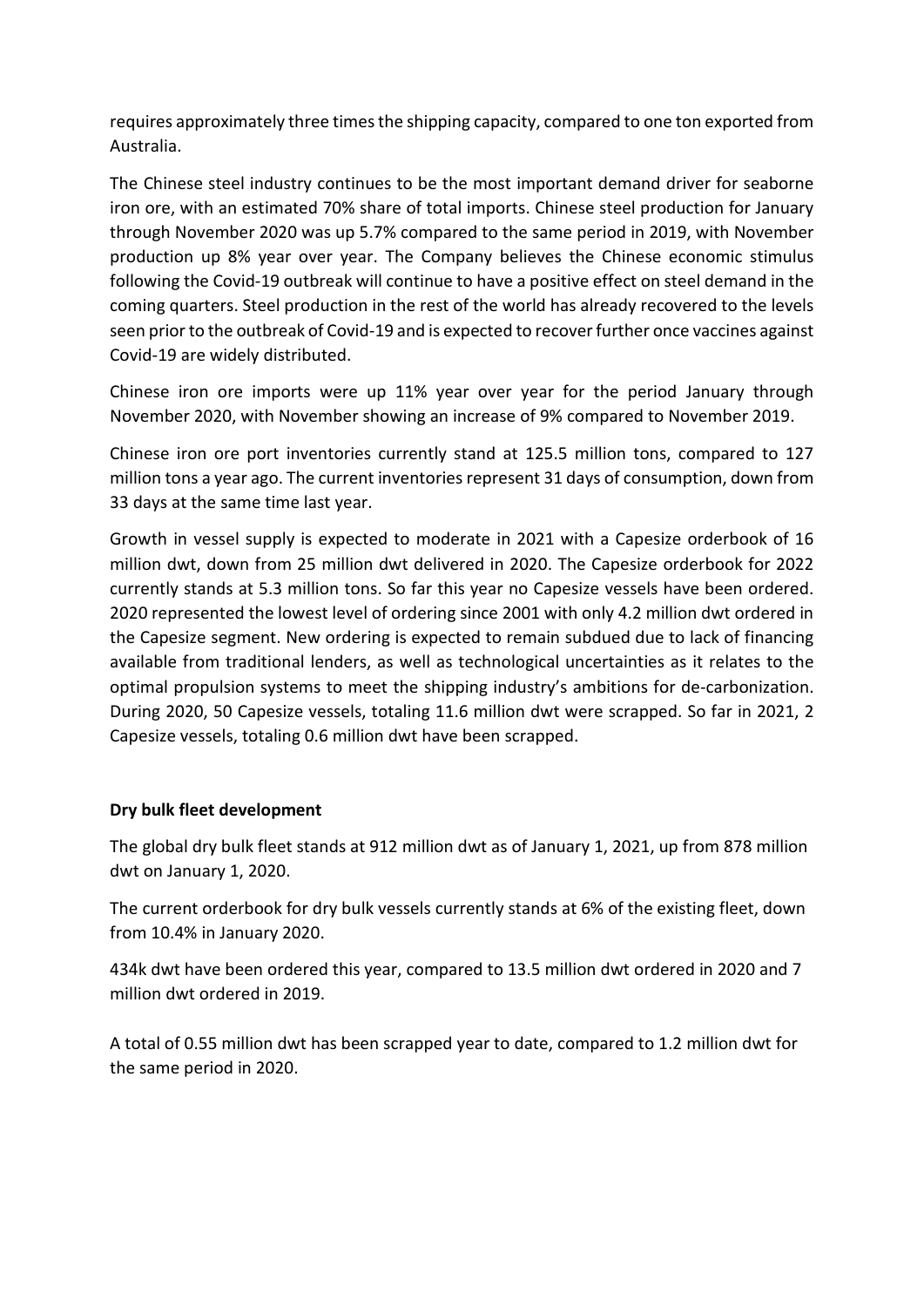requires approximately three times the shipping capacity, compared to one ton exported from Australia.

The Chinese steel industry continues to be the most important demand driver for seaborne iron ore, with an estimated 70% share of total imports. Chinese steel production for January through November 2020 was up 5.7% compared to the same period in 2019, with November production up 8% year over year. The Company believes the Chinese economic stimulus following the Covid-19 outbreak will continue to have a positive effect on steel demand in the coming quarters. Steel production in the rest of the world has already recovered to the levels seen prior to the outbreak of Covid-19 and is expected to recover further once vaccines against Covid-19 are widely distributed.

Chinese iron ore imports were up 11% year over year for the period January through November 2020, with November showing an increase of 9% compared to November 2019.

Chinese iron ore port inventories currently stand at 125.5 million tons, compared to 127 million tons a year ago. The current inventories represent 31 days of consumption, down from 33 days at the same time last year.

Growth in vessel supply is expected to moderate in 2021 with a Capesize orderbook of 16 million dwt, down from 25 million dwt delivered in 2020. The Capesize orderbook for 2022 currently stands at 5.3 million tons. So far this year no Capesize vessels have been ordered. 2020 represented the lowest level of ordering since 2001 with only 4.2 million dwt ordered in the Capesize segment. New ordering is expected to remain subdued due to lack of financing available from traditional lenders, as well as technological uncertainties as it relates to the optimal propulsion systems to meet the shipping industry's ambitions for de-carbonization. During 2020, 50 Capesize vessels, totaling 11.6 million dwt were scrapped. So far in 2021, 2 Capesize vessels, totaling 0.6 million dwt have been scrapped.

**Dry bulk fleet development**

The global dry bulk fleet stands at 912 million dwt as of January 1, 2021, up from 878 million dwt on January 1, 2020.

The current orderbook for dry bulk vessels currently stands at 6% of the existing fleet, down from 10.4% in January 2020.

434k dwt have been ordered this year, compared to 13.5 million dwt ordered in 2020 and 7 million dwt ordered in 2019.

A total of 0.55 million dwt has been scrapped year to date, compared to 1.2 million dwt for the same period in 2020.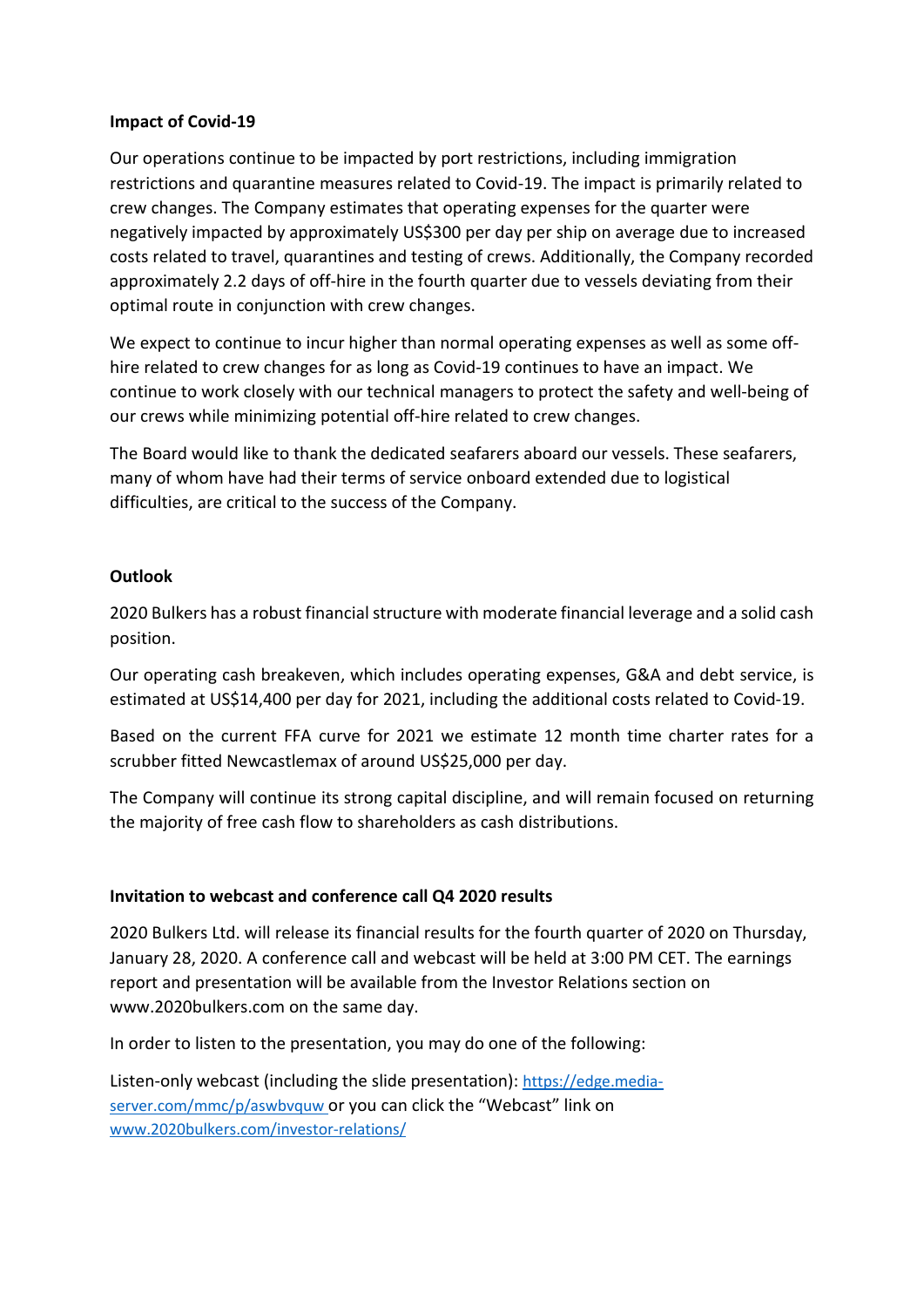**Impact of Covid-19**

Our operations continue to be impacted by port restrictions, including immigration restrictions and quarantine measures related to Covid-19. The impact is primarily related to crew changes. The Company estimates that operating expenses for the quarter were negatively impacted by approximately US$300 per day per ship on average due to increased costs related to travel, quarantines and testing of crews. Additionally, the Company recorded approximately 2.2 days of off-hire in the fourth quarter due to vessels deviating from their optimal route in conjunction with crew changes.

We expect to continue to incur higher than normal operating expenses as well as some off-hire related to crew changes for as long as Covid-19 continues to have an impact. We continue to work closely with our technical managers to protect the safety and well-being of our crews while minimizing potential off-hire related to crew changes.

The Board would like to thank the dedicated seafarers aboard our vessels. These seafarers, many of whom have had their terms of service onboard extended due to logistical difficulties, are critical to the success of the Company.

**Outlook**

2020 Bulkers has a robust financial structure with moderate financial leverage and a solid cash position.

Our operating cash breakeven, which includes operating expenses, G&A and debt service, is estimated at US$14,400 per day for 2021, including the additional costs related to Covid-19.

Based on the current FFA curve for 2021 we estimate 12 month time charter rates for a scrubber fitted Newcastlemax of around US$25,000 per day.

The Company will continue its strong capital discipline, and will remain focused on returning the majority of free cash flow to shareholders as cash distributions.

**Invitation to webcast and conference call Q4 2020 results**

2020 Bulkers Ltd. will release its financial results for the fourth quarter of 2020 on Thursday, January 28, 2020. A conference call and webcast will be held at 3:00 PM CET. The earnings report and presentation will be available from the Investor Relations section on www.2020bulkers.com on the same day.

In order to listen to the presentation, you may do one of the following:

Listen-only webcast (including the slide presentation): https://edge.media-server.com/mmc/p/aswbvquw or you can click the "Webcast" link on www.2020bulkers.com/investor-relations/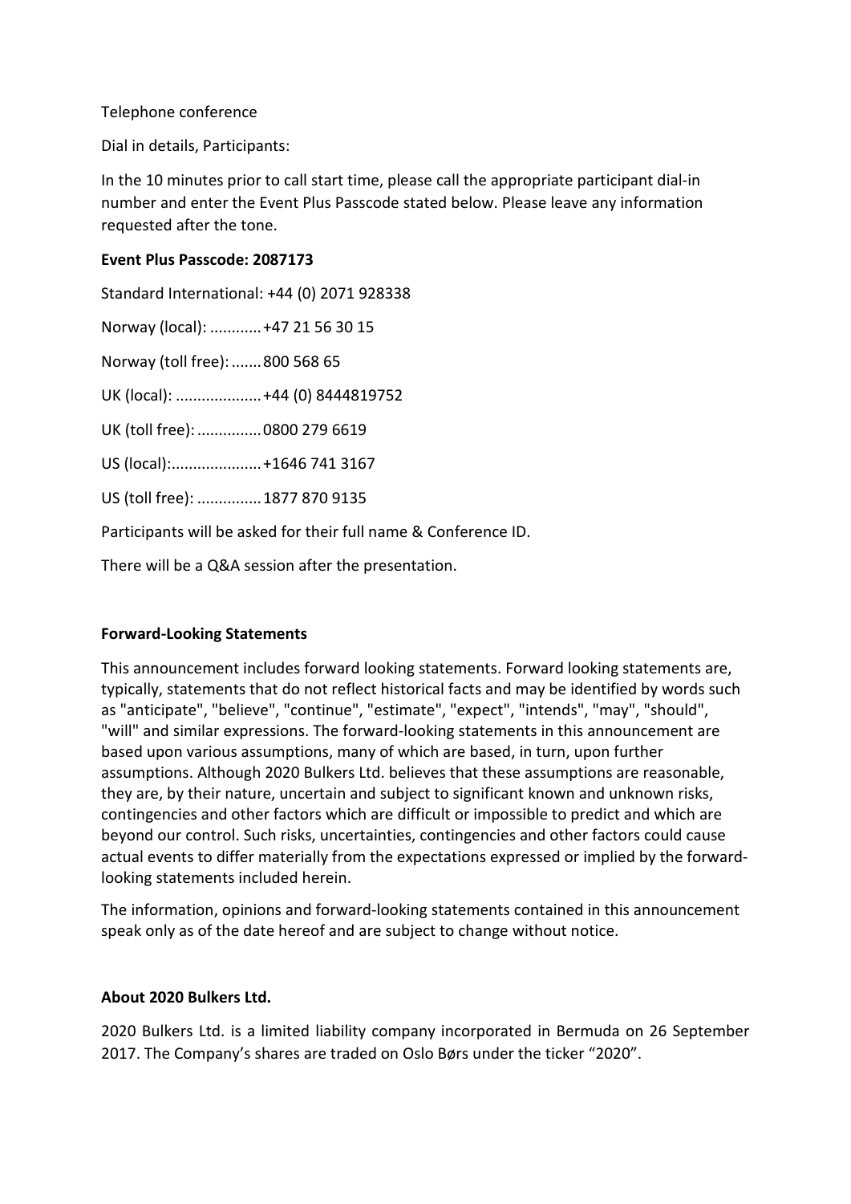Telephone conference

Dial in details, Participants:

In the 10 minutes prior to call start time, please call the appropriate participant dial-in number and enter the Event Plus Passcode stated below. Please leave any information requested after the tone.

**Event Plus Passcode: 2087173**

Standard International: +44 (0) 2071 928338

Norway (local): ............+47 21 56 30 15

Norway (toll free): .......800 568 65

UK (local): ....................+44 (0) 8444819752

UK (toll free): ...............0800 279 6619

US (local):.....................+1646 741 3167

US (toll free): ...............1877 870 9135

Participants will be asked for their full name & Conference ID.

There will be a Q&A session after the presentation.

**Forward-Looking Statements**

This announcement includes forward looking statements. Forward looking statements are, typically, statements that do not reflect historical facts and may be identified by words such as "anticipate", "believe", "continue", "estimate", "expect", "intends", "may", "should", "will" and similar expressions. The forward-looking statements in this announcement are based upon various assumptions, many of which are based, in turn, upon further assumptions. Although 2020 Bulkers Ltd. believes that these assumptions are reasonable, they are, by their nature, uncertain and subject to significant known and unknown risks, contingencies and other factors which are difficult or impossible to predict and which are beyond our control. Such risks, uncertainties, contingencies and other factors could cause actual events to differ materially from the expectations expressed or implied by the forward-looking statements included herein.

The information, opinions and forward-looking statements contained in this announcement speak only as of the date hereof and are subject to change without notice.

**About 2020 Bulkers Ltd.**

2020 Bulkers Ltd. is a limited liability company incorporated in Bermuda on 26 September 2017. The Company's shares are traded on Oslo Børs under the ticker "2020".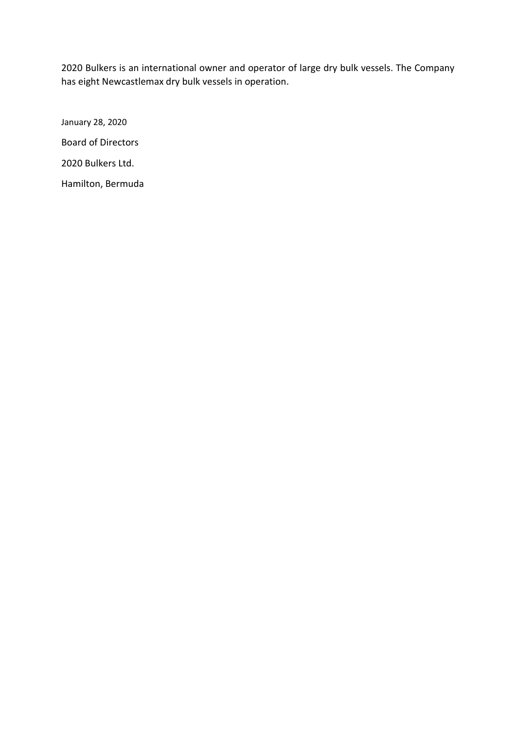2020 Bulkers is an international owner and operator of large dry bulk vessels. The Company has eight Newcastlemax dry bulk vessels in operation.

January 28, 2020

Board of Directors

2020 Bulkers Ltd.

Hamilton, Bermuda